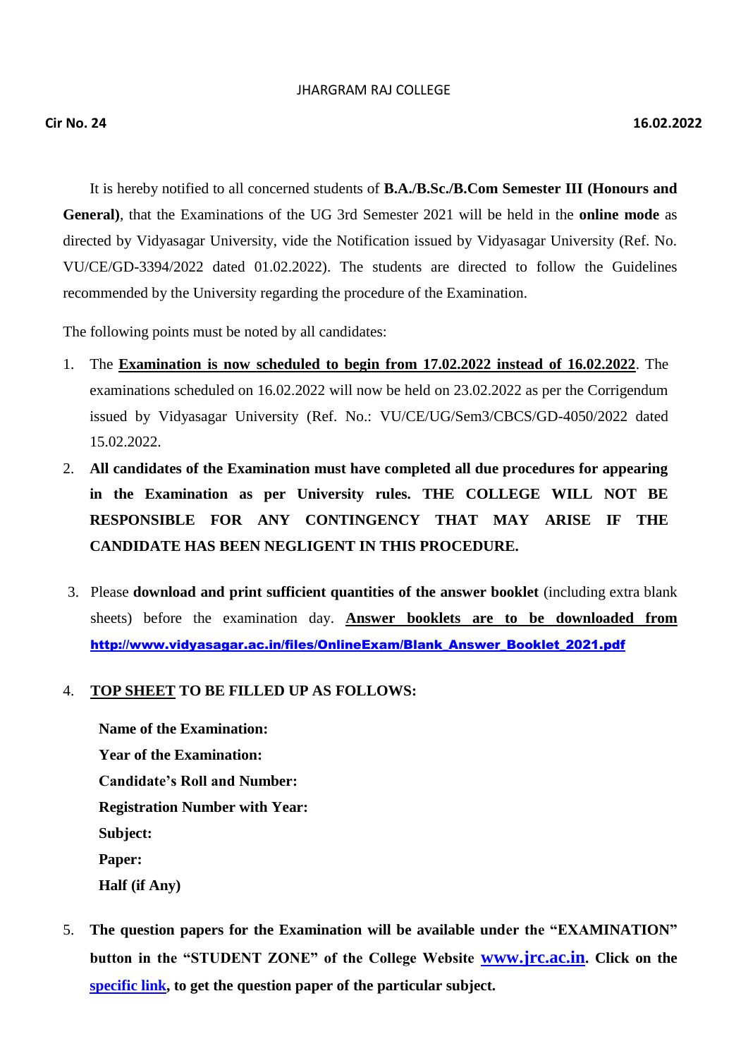JHARGRAM RAJ COLLEGE

**Cir No. 24** **16.02.2022**

It is hereby notified to all concerned students of **B.A./B.Sc./B.Com Semester III (Honours and General)**, that the Examinations of the UG 3rd Semester 2021 will be held in the **online mode** as directed by Vidyasagar University, vide the Notification issued by Vidyasagar University (Ref. No. VU/CE/GD-3394/2022 dated 01.02.2022). The students are directed to follow the Guidelines recommended by the University regarding the procedure of the Examination.

The following points must be noted by all candidates:

1. The **Examination is now scheduled to begin from 17.02.2022 instead of 16.02.2022**. The examinations scheduled on 16.02.2022 will now be held on 23.02.2022 as per the Corrigendum issued by Vidyasagar University (Ref. No.: VU/CE/UG/Sem3/CBCS/GD-4050/2022 dated 15.02.2022.
2. **All candidates of the Examination must have completed all due procedures for appearing in the Examination as per University rules. THE COLLEGE WILL NOT BE RESPONSIBLE FOR ANY CONTINGENCY THAT MAY ARISE IF THE CANDIDATE HAS BEEN NEGLIGENT IN THIS PROCEDURE.**
3. Please **download and print sufficient quantities of the answer booklet** (including extra blank sheets) before the examination day. **Answer booklets are to be downloaded from** **http://www.vidyasagar.ac.in/files/OnlineExam/Blank_Answer_Booklet_2021.pdf**
4. **TOP SHEET TO BE FILLED UP AS FOLLOWS:**

   **Name of the Examination:**
   **Year of the Examination:**
   **Candidate's Roll and Number:**
   **Registration Number with Year:**
   **Subject:**
   **Paper:**
   **Half (if Any)**

5. **The question papers for the Examination will be available under the "EXAMINATION" button in the "STUDENT ZONE" of the College Website www.jrc.ac.in. Click on the specific link, to get the question paper of the particular subject.**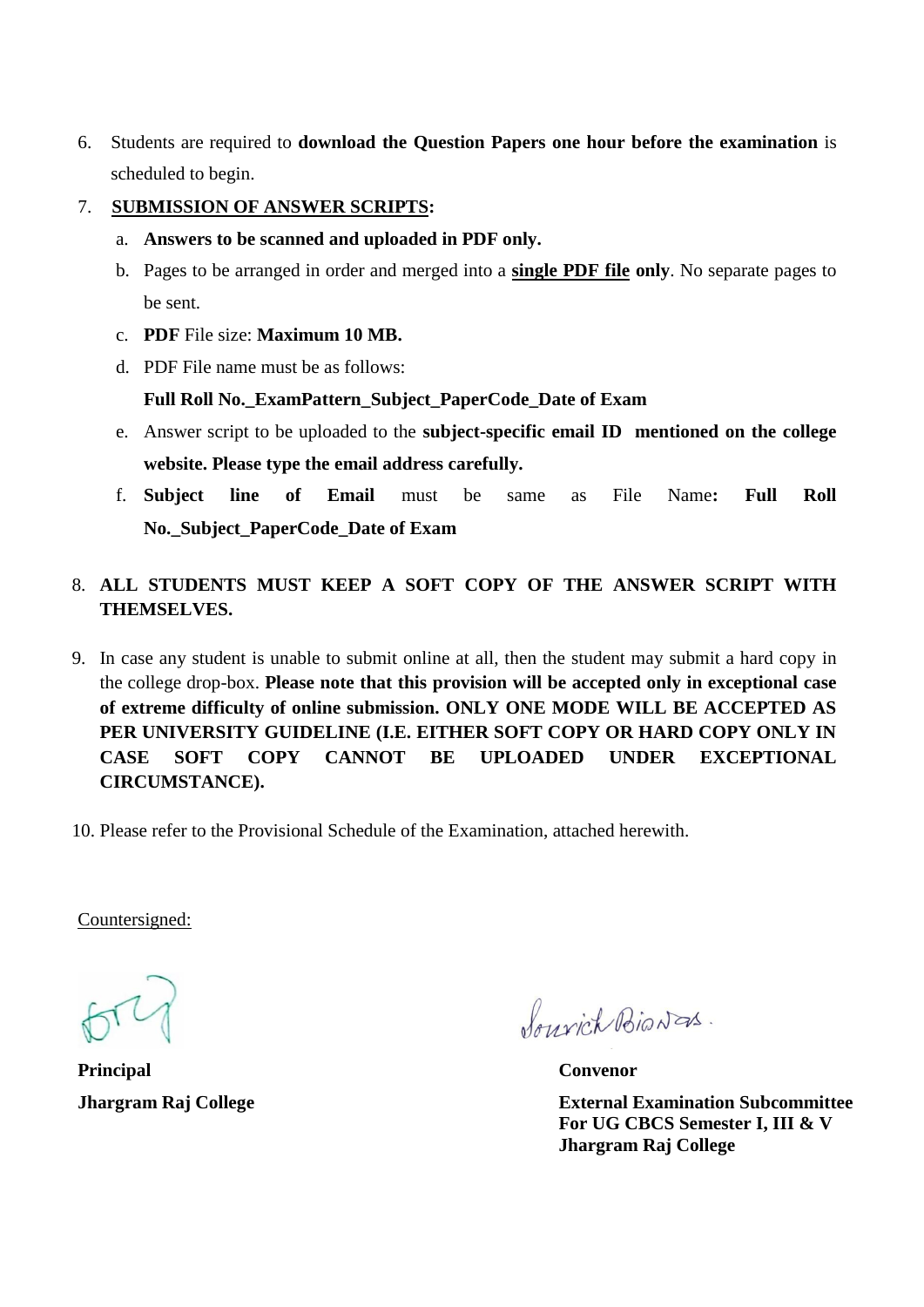6. Students are required to **download the Question Papers one hour before the examination** is scheduled to begin.

7. **SUBMISSION OF ANSWER SCRIPTS:**

   a. **Answers to be scanned and uploaded in PDF only.**

   b. Pages to be arranged in order and merged into a **single PDF file only**. No separate pages to be sent.

   c. **PDF** File size: **Maximum 10 MB.**

   d. PDF File name must be as follows:

      **Full Roll No._ExamPattern_Subject_PaperCode_Date of Exam**

   e. Answer script to be uploaded to the **subject-specific email ID mentioned on the college website. Please type the email address carefully.**

   f. **Subject line of Email** must be same as File Name**: Full Roll No._Subject_PaperCode_Date of Exam**

8. **ALL STUDENTS MUST KEEP A SOFT COPY OF THE ANSWER SCRIPT WITH THEMSELVES.**

9. In case any student is unable to submit online at all, then the student may submit a hard copy in the college drop-box. **Please note that this provision will be accepted only in exceptional case of extreme difficulty of online submission. ONLY ONE MODE WILL BE ACCEPTED AS PER UNIVERSITY GUIDELINE (I.E. EITHER SOFT COPY OR HARD COPY ONLY IN CASE SOFT COPY CANNOT BE UPLOADED UNDER EXCEPTIONAL CIRCUMSTANCE).**

10. Please refer to the Provisional Schedule of the Examination, attached herewith.

Countersigned:

**Principal**
**Jhargram Raj College**

Sourich Biswas.

**Convenor**
**External Examination Subcommittee**
**For UG CBCS Semester I, III & V**
**Jhargram Raj College**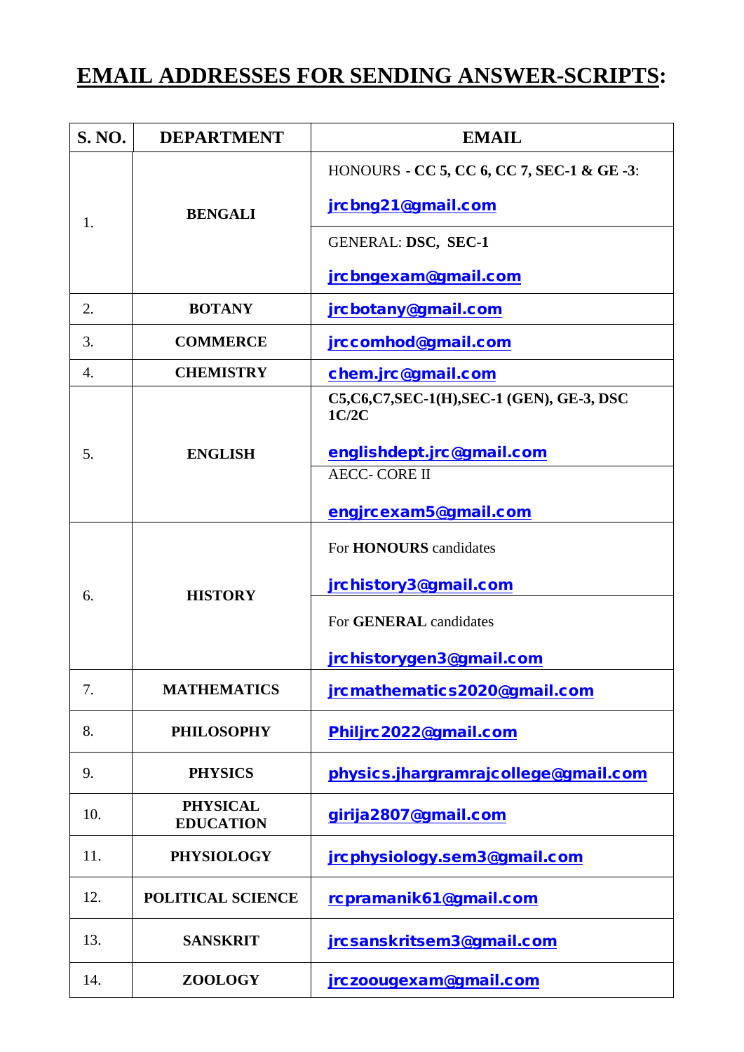# EMAIL ADDRESSES FOR SENDING ANSWER-SCRIPTS:

| S. NO. | DEPARTMENT | EMAIL |
|---|---|---|
| 1. | BENGALI | HONOURS - **CC 5, CC 6, CC 7, SEC-1 & GE -3**: jrcbng21@gmail.com |
| | | GENERAL: **DSC, SEC-1** jrcbngexam@gmail.com |
| 2. | BOTANY | jrcbotany@gmail.com |
| 3. | COMMERCE | jrccomhod@gmail.com |
| 4. | CHEMISTRY | chem.jrc@gmail.com |
| 5. | ENGLISH | **C5,C6,C7,SEC-1(H),SEC-1 (GEN), GE-3, DSC 1C/2C** englishdept.jrc@gmail.com |
| | | AECC- CORE II engjrcexam5@gmail.com |
| 6. | HISTORY | For **HONOURS** candidates jrchistory3@gmail.com |
| | | For **GENERAL** candidates jrchistorygen3@gmail.com |
| 7. | MATHEMATICS | jrcmathematics2020@gmail.com |
| 8. | PHILOSOPHY | Philjrc2022@gmail.com |
| 9. | PHYSICS | physics.jhargramrajcollege@gmail.com |
| 10. | PHYSICAL EDUCATION | girija2807@gmail.com |
| 11. | PHYSIOLOGY | jrcphysiology.sem3@gmail.com |
| 12. | POLITICAL SCIENCE | rcpramanik61@gmail.com |
| 13. | SANSKRIT | jrcsanskritsem3@gmail.com |
| 14. | ZOOLOGY | jrczoougexam@gmail.com |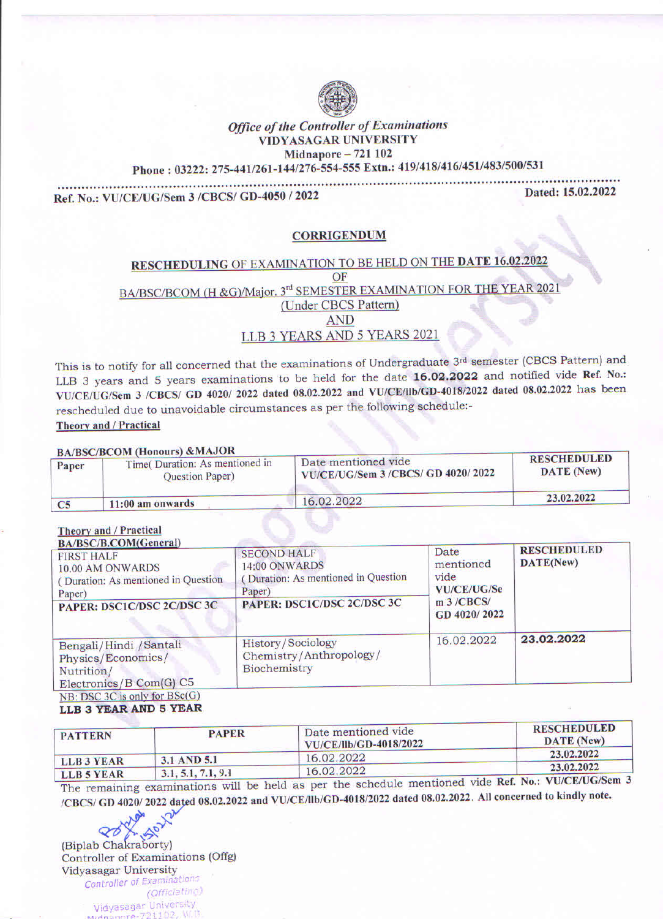*Office of the Controller of Examinations*
VIDYASAGAR UNIVERSITY
Midnapore – 721 102
Phone : 03222: 275-441/261-144/276-554-555 Extn.: 419/418/416/451/483/500/531

**Ref. No.: VU/CE/UG/Sem 3 /CBCS/ GD-4050 / 2022**  **Dated: 15.02.2022**

## CORRIGENDUM

### RESCHEDULING OF EXAMINATION TO BE HELD ON THE DATE 16.02.2022 OF BA/BSC/BCOM (H &G)/Major. 3rd SEMESTER EXAMINATION FOR THE YEAR 2021 (Under CBCS Pattern) AND LLB 3 YEARS AND 5 YEARS 2021

This is to notify for all concerned that the examinations of Undergraduate 3rd semester (CBCS Pattern) and LLB 3 years and 5 years examinations to be held for the date **16.02.2022** and notified vide **Ref. No.: VU/CE/UG/Sem 3 /CBCS/ GD 4020/ 2022 dated 08.02.2022 and VU/CE/llb/GD-4018/2022 dated 08.02.2022** has been rescheduled due to unavoidable circumstances as per the following schedule:-

**Theory and / Practical**

**BA/BSC/BCOM (Honours) &MAJOR**

| Paper | Time( Duration: As mentioned in Question Paper) | Date mentioned vide VU/CE/UG/Sem 3 /CBCS/ GD 4020/ 2022 | RESCHEDULED DATE (New) |
|---|---|---|---|
| C5 | 11:00 am onwards | 16.02.2022 | 23.02.2022 |

**Theory and / Practical**

**BA/BSC/B.COM(General)**

| FIRST HALF 10.00 AM ONWARDS ( Duration: As mentioned in Question Paper) **PAPER: DSC1C/DSC 2C/DSC 3C** | SECOND HALF 14:00 ONWARDS ( Duration: As mentioned in Question Paper) **PAPER: DSC1C/DSC 2C/DSC 3C** | Date mentioned vide **VU/CE/UG/Sem 3 /CBCS/ GD 4020/ 2022** | **RESCHEDULED DATE(New)** |
|---|---|---|---|
| Bengali/Hindi /Santali Physics/Economics/ Nutrition/ Electronics/B Com(G) C5 | History/Sociology Chemistry/Anthropology/ Biochemistry | 16.02.2022 | **23.02.2022** |

NB: DSC 3C is only for BSc(G)

**LLB 3 YEAR AND 5 YEAR**

| PATTERN | PAPER | Date mentioned vide VU/CE/llb/GD-4018/2022 | RESCHEDULED DATE (New) |
|---|---|---|---|
| LLB 3 YEAR | 3.1 AND 5.1 | 16.02.2022 | 23.02.2022 |
| LLB 5 YEAR | 3.1, 5.1, 7.1, 9.1 | 16.02.2022 | 23.02.2022 |

The remaining examinations will be held as per the schedule mentioned vide **Ref. No.: VU/CE/UG/Sem 3 /CBCS/ GD 4020/ 2022 dated 08.02.2022 and VU/CE/llb/GD-4018/2022 dated 08.02.2022. All concerned to kindly note.**

15/02/22

(Biplab Chakraborty)
Controller of Examinations (Offg)
Vidyasagar University

Controller of Examinations
(Officiating)
Vidyasagar University
Midnapore-721102, W.B.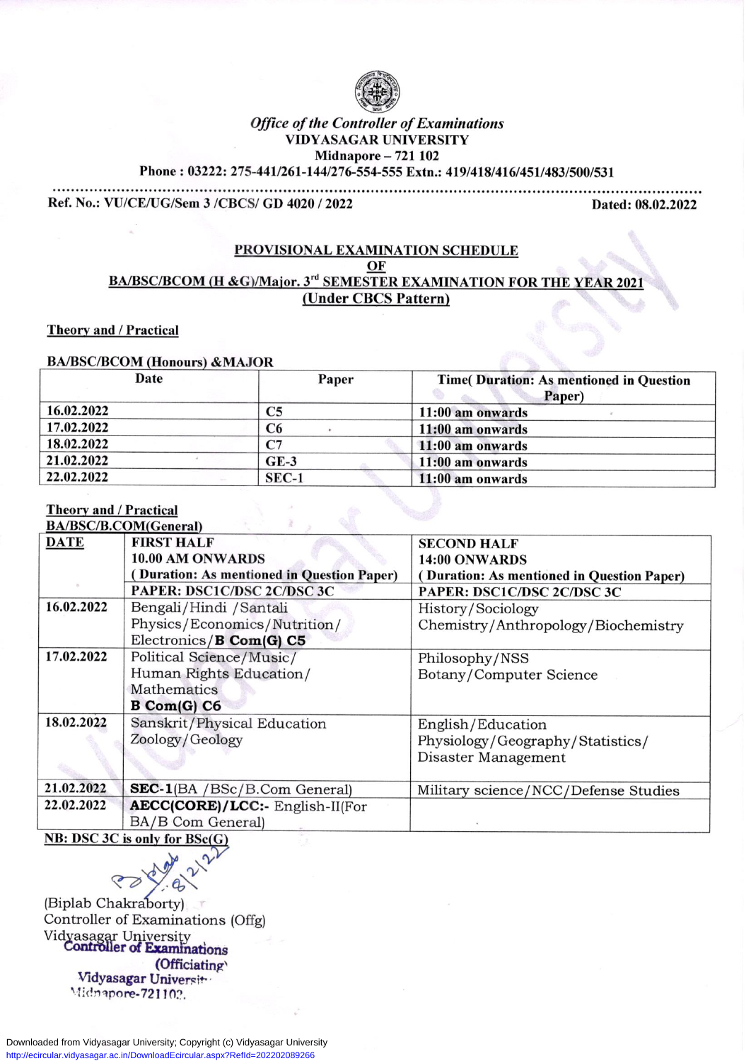*Office of the Controller of Examinations*
**VIDYASAGAR UNIVERSITY**
**Midnapore – 721 102**
**Phone : 03222: 275-441/261-144/276-554-555 Extn.: 419/418/416/451/483/500/531**

**Ref. No.: VU/CE/UG/Sem 3 /CBCS/ GD 4020 / 2022** **Dated: 08.02.2022**

## PROVISIONAL EXAMINATION SCHEDULE OF BA/BSC/BCOM (H &G)/Major. 3rd SEMESTER EXAMINATION FOR THE YEAR 2021 (Under CBCS Pattern)

**Theory and / Practical**

**BA/BSC/BCOM (Honours) &MAJOR**

| Date | Paper | Time( Duration: As mentioned in Question Paper) |
|---|---|---|
| 16.02.2022 | C5 | 11:00 am onwards |
| 17.02.2022 | C6 | 11:00 am onwards |
| 18.02.2022 | C7 | 11:00 am onwards |
| 21.02.2022 | GE-3 | 11:00 am onwards |
| 22.02.2022 | SEC-1 | 11:00 am onwards |

**Theory and / Practical**
**BA/BSC/B.COM(General)**

| DATE | FIRST HALF 10.00 AM ONWARDS ( Duration: As mentioned in Question Paper) PAPER: DSC1C/DSC 2C/DSC 3C | SECOND HALF 14:00 ONWARDS ( Duration: As mentioned in Question Paper) PAPER: DSC1C/DSC 2C/DSC 3C |
|---|---|---|
| 16.02.2022 | Bengali/Hindi /Santali Physics/Economics/Nutrition/ Electronics/**B Com(G) C5** | History/Sociology Chemistry/Anthropology/Biochemistry |
| 17.02.2022 | Political Science/Music/ Human Rights Education/ Mathematics **B Com(G) C6** | Philosophy/NSS Botany/Computer Science |
| 18.02.2022 | Sanskrit/Physical Education Zoology/Geology | English/Education Physiology/Geography/Statistics/ Disaster Management |
| 21.02.2022 | **SEC-1**(BA /BSc/B.Com General) | Military science/NCC/Defense Studies |
| 22.02.2022 | **AECC(CORE)/LCC:-** English-II(For BA/B Com General) | |

**NB: DSC 3C is only for BSc(G)**

(Biplab Chakraborty)
Controller of Examinations (Offg)
Vidyasagar University

**Controller of Examinations**
**(Officiating)**
**Vidyasagar University**
Midnapore-721102.